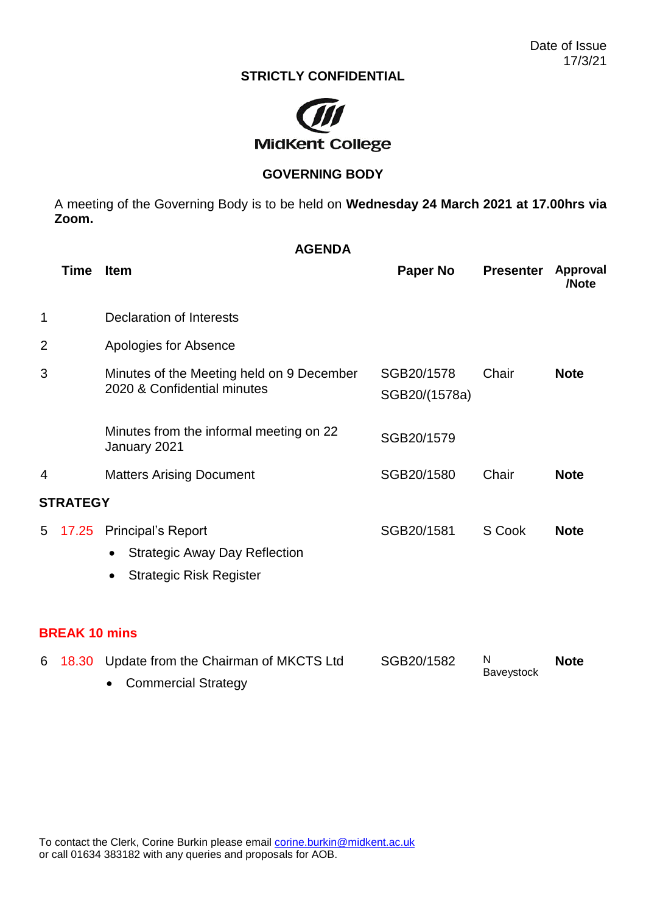Date of Issue
17/3/21

**STRICTLY CONFIDENTIAL**

MidKent College

**GOVERNING BODY**

A meeting of the Governing Body is to be held on **Wednesday 24 March 2021 at 17.00hrs via Zoom.**

**AGENDA**

| | Time | Item | Paper No | Presenter | Approval /Note |
|---|---|---|---|---|---|
| 1 | | Declaration of Interests | | | |
| 2 | | Apologies for Absence | | | |
| 3 | | Minutes of the Meeting held on 9 December 2020 & Confidential minutes | SGB20/1578<br>SGB20/(1578a) | Chair | **Note** |
| | | Minutes from the informal meeting on 22 January 2021 | SGB20/1579 | | |
| 4 | | Matters Arising Document | SGB20/1580 | Chair | **Note** |
| **STRATEGY** | | | | | |
| 5 | 17.25 | Principal's Report<br>• Strategic Away Day Reflection<br>• Strategic Risk Register | SGB20/1581 | S Cook | **Note** |
| **BREAK 10 mins** | | | | | |
| 6 | 18.30 | Update from the Chairman of MKCTS Ltd<br>• Commercial Strategy | SGB20/1582 | N Baveystock | **Note** |

To contact the Clerk, Corine Burkin please email corine.burkin@midkent.ac.uk
or call 01634 383182 with any queries and proposals for AOB.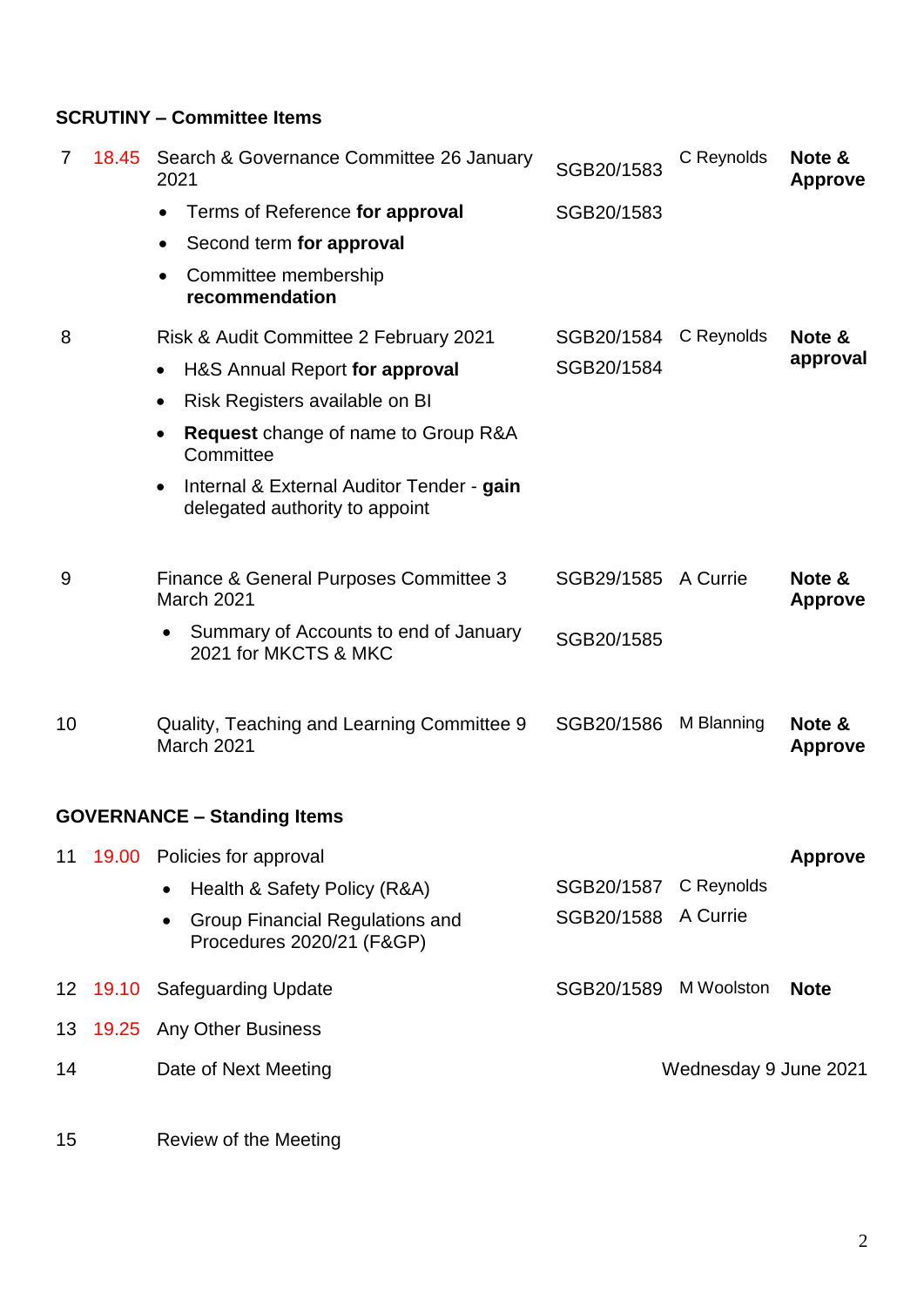**SCRUTINY – Committee Items**

| | | | | | |
|---|---|---|---|---|---|
| 7 | 18.45 | Search & Governance Committee 26 January 2021 | SGB20/1583 | C Reynolds | **Note & Approve** |
| | | • Terms of Reference **for approval** | SGB20/1583 | | |
| | | • Second term **for approval** | | | |
| | | • Committee membership **recommendation** | | | |
| 8 | | Risk & Audit Committee 2 February 2021 | SGB20/1584 | C Reynolds | **Note & approval** |
| | | • H&S Annual Report **for approval** | SGB20/1584 | | |
| | | • Risk Registers available on BI | | | |
| | | • **Request** change of name to Group R&A Committee | | | |
| | | • Internal & External Auditor Tender - **gain** delegated authority to appoint | | | |
| 9 | | Finance & General Purposes Committee 3 March 2021 | SGB29/1585 | A Currie | **Note & Approve** |
| | | • Summary of Accounts to end of January 2021 for MKCTS & MKC | SGB20/1585 | | |
| 10 | | Quality, Teaching and Learning Committee 9 March 2021 | SGB20/1586 | M Blanning | **Note & Approve** |

**GOVERNANCE – Standing Items**

| | | | | | |
|---|---|---|---|---|---|
| 11 | 19.00 | Policies for approval | | | **Approve** |
| | | • Health & Safety Policy (R&A) | SGB20/1587 | C Reynolds | |
| | | • Group Financial Regulations and Procedures 2020/21 (F&GP) | SGB20/1588 | A Currie | |
| 12 | 19.10 | Safeguarding Update | SGB20/1589 | M Woolston | **Note** |
| 13 | 19.25 | Any Other Business | | | |
| 14 | | Date of Next Meeting | | Wednesday 9 June 2021 | |
| 15 | | Review of the Meeting | | | |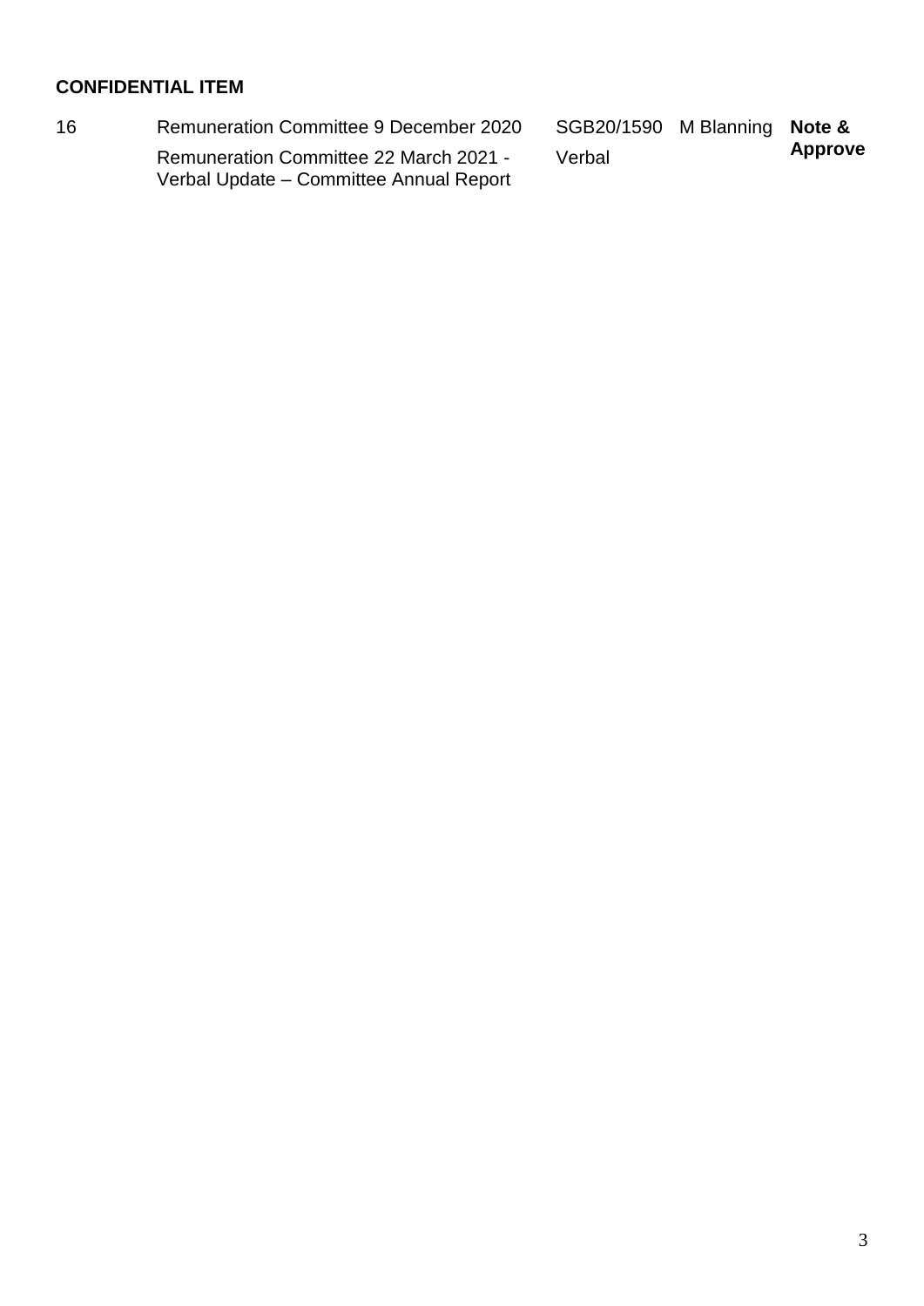**CONFIDENTIAL ITEM**

| | | | | |
|---|---|---|---|---|
| 16 | Remuneration Committee 9 December 2020<br>Remuneration Committee 22 March 2021 - Verbal Update – Committee Annual Report | SGB20/1590<br>Verbal | M Blanning | **Note & Approve** |